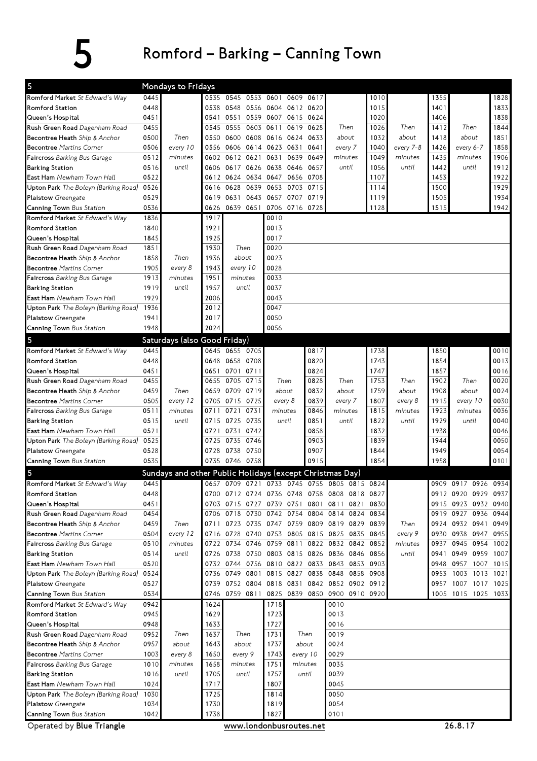# 5 Romford – Barking – Canning Town

## Mondays to Fridays

| Stop | | | | | | | | | | | | | | | |
|---|---|---|---|---|---|---|---|---|---|---|---|---|---|---|---|
| **Romford Market** *St Edward's Way* | 0445 | | 0535 | 0545 | 0553 | 0601 | 0609 | 0617 | | 1010 | | 1355 | | 1828 |
| **Romford Station** | 0448 | | 0538 | 0548 | 0556 | 0604 | 0612 | 0620 | | 1015 | | 1401 | | 1833 |
| **Queen's Hospital** | 0451 | | 0541 | 0551 | 0559 | 0607 | 0615 | 0624 | | 1020 | | 1406 | | 1838 |
| **Rush Green Road** *Dagenham Road* | 0455 | | 0545 | 0555 | 0603 | 0611 | 0619 | 0628 | Then | 1026 | Then | 1412 | Then | 1844 |
| **Becontree Heath** *Ship & Anchor* | 0500 | Then | 0550 | 0600 | 0608 | 0616 | 0624 | 0633 | about | 1032 | about | 1418 | about | 1851 |
| **Becontree** *Martins Corner* | 0506 | every 10 | 0556 | 0606 | 0614 | 0623 | 0631 | 0641 | every 7 | 1040 | every 7-8 | 1426 | every 6-7 | 1858 |
| **Faircross** *Barking Bus Garage* | 0512 | minutes | 0602 | 0612 | 0621 | 0631 | 0639 | 0649 | minutes | 1049 | minutes | 1435 | minutes | 1906 |
| **Barking Station** | 0516 | until | 0606 | 0617 | 0626 | 0638 | 0646 | 0657 | until | 1056 | until | 1442 | until | 1912 |
| **East Ham** *Newham Town Hall* | 0522 | | 0612 | 0624 | 0634 | 0647 | 0656 | 0708 | | 1107 | | 1453 | | 1922 |
| **Upton Park** *The Boleyn (Barking Road)* | 0526 | | 0616 | 0628 | 0639 | 0653 | 0703 | 0715 | | 1114 | | 1500 | | 1929 |
| **Plaistow** *Greengate* | 0529 | | 0619 | 0631 | 0643 | 0657 | 0707 | 0719 | | 1119 | | 1505 | | 1934 |
| **Canning Town** *Bus Station* | 0536 | | 0626 | 0639 | 0651 | 0706 | 0716 | 0728 | | 1128 | | 1515 | | 1942 |

| Stop | | | | | |
|---|---|---|---|---|---|
| **Romford Market** *St Edward's Way* | 1836 | | 1917 | | 0010 |
| **Romford Station** | 1840 | | 1921 | | 0013 |
| **Queen's Hospital** | 1845 | | 1925 | | 0017 |
| **Rush Green Road** *Dagenham Road* | 1851 | | 1930 | Then | 0020 |
| **Becontree Heath** *Ship & Anchor* | 1858 | Then | 1936 | about | 0023 |
| **Becontree** *Martins Corner* | 1905 | every 8 | 1943 | every 10 | 0028 |
| **Faircross** *Barking Bus Garage* | 1913 | minutes | 1951 | minutes | 0033 |
| **Barking Station** | 1919 | until | 1957 | until | 0037 |
| **East Ham** *Newham Town Hall* | 1929 | | 2006 | | 0043 |
| **Upton Park** *The Boleyn (Barking Road)* | 1936 | | 2012 | | 0047 |
| **Plaistow** *Greengate* | 1941 | | 2017 | | 0050 |
| **Canning Town** *Bus Station* | 1948 | | 2024 | | 0056 |

## Saturdays (also Good Friday)

| Stop | | | | | | | | | | | | | | |
|---|---|---|---|---|---|---|---|---|---|---|---|---|---|---|
| **Romford Market** *St Edward's Way* | 0445 | | 0645 | 0655 | 0705 | | 0817 | | 1738 | | 1850 | | 0010 |
| **Romford Station** | 0448 | | 0648 | 0658 | 0708 | | 0820 | | 1743 | | 1854 | | 0013 |
| **Queen's Hospital** | 0451 | | 0651 | 0701 | 0711 | | 0824 | | 1747 | | 1857 | | 0016 |
| **Rush Green Road** *Dagenham Road* | 0455 | | 0655 | 0705 | 0715 | Then | 0828 | Then | 1753 | Then | 1902 | Then | 0020 |
| **Becontree Heath** *Ship & Anchor* | 0459 | Then | 0659 | 0709 | 0719 | about | 0832 | about | 1759 | about | 1908 | about | 0024 |
| **Becontree** *Martins Corner* | 0505 | every 12 | 0705 | 0715 | 0725 | every 8 | 0839 | every 7 | 1807 | every 8 | 1915 | every 10 | 0030 |
| **Faircross** *Barking Bus Garage* | 0511 | minutes | 0711 | 0721 | 0731 | minutes | 0846 | minutes | 1815 | minutes | 1923 | minutes | 0036 |
| **Barking Station** | 0515 | until | 0715 | 0725 | 0735 | until | 0851 | until | 1822 | until | 1929 | until | 0040 |
| **East Ham** *Newham Town Hall* | 0521 | | 0721 | 0731 | 0742 | | 0858 | | 1832 | | 1938 | | 0046 |
| **Upton Park** *The Boleyn (Barking Road)* | 0525 | | 0725 | 0735 | 0746 | | 0903 | | 1839 | | 1944 | | 0050 |
| **Plaistow** *Greengate* | 0528 | | 0728 | 0738 | 0750 | | 0907 | | 1844 | | 1949 | | 0054 |
| **Canning Town** *Bus Station* | 0535 | | 0735 | 0746 | 0758 | | 0915 | | 1854 | | 1958 | | 0101 |

## Sundays and other Public Holidays (except Christmas Day)

| Stop | | | | | | | | | | | | | | | | | |
|---|---|---|---|---|---|---|---|---|---|---|---|---|---|---|---|---|---|
| **Romford Market** *St Edward's Way* | 0445 | | 0657 | 0709 | 0721 | 0733 | 0745 | 0755 | 0805 | 0815 | 0824 | | 0909 | 0917 | 0926 | 0934 |
| **Romford Station** | 0448 | | 0700 | 0712 | 0724 | 0736 | 0748 | 0758 | 0808 | 0818 | 0827 | | 0912 | 0920 | 0929 | 0937 |
| **Queen's Hospital** | 0451 | | 0703 | 0715 | 0727 | 0739 | 0751 | 0801 | 0811 | 0821 | 0830 | | 0915 | 0923 | 0932 | 0940 |
| **Rush Green Road** *Dagenham Road* | 0454 | | 0706 | 0718 | 0730 | 0742 | 0754 | 0804 | 0814 | 0824 | 0834 | | 0919 | 0927 | 0936 | 0944 |
| **Becontree Heath** *Ship & Anchor* | 0459 | Then | 0711 | 0723 | 0735 | 0747 | 0759 | 0809 | 0819 | 0829 | 0839 | Then | 0924 | 0932 | 0941 | 0949 |
| **Becontree** *Martins Corner* | 0504 | every 12 | 0716 | 0728 | 0740 | 0753 | 0805 | 0815 | 0825 | 0835 | 0845 | every 9 | 0930 | 0938 | 0947 | 0955 |
| **Faircross** *Barking Bus Garage* | 0510 | minutes | 0722 | 0734 | 0746 | 0759 | 0811 | 0822 | 0832 | 0842 | 0852 | minutes | 0937 | 0945 | 0954 | 1002 |
| **Barking Station** | 0514 | until | 0726 | 0738 | 0750 | 0803 | 0815 | 0826 | 0836 | 0846 | 0856 | until | 0941 | 0949 | 0959 | 1007 |
| **East Ham** *Newham Town Hall* | 0520 | | 0732 | 0744 | 0756 | 0810 | 0822 | 0833 | 0843 | 0853 | 0903 | | 0948 | 0957 | 1007 | 1015 |
| **Upton Park** *The Boleyn (Barking Road)* | 0524 | | 0736 | 0749 | 0801 | 0815 | 0827 | 0838 | 0848 | 0858 | 0908 | | 0953 | 1003 | 1013 | 1021 |
| **Plaistow** *Greengate* | 0527 | | 0739 | 0752 | 0804 | 0818 | 0831 | 0842 | 0852 | 0902 | 0912 | | 0957 | 1007 | 1017 | 1025 |
| **Canning Town** *Bus Station* | 0534 | | 0746 | 0759 | 0811 | 0825 | 0839 | 0850 | 0900 | 0910 | 0920 | | 1005 | 1015 | 1025 | 1033 |

| Stop | | | | | | | |
|---|---|---|---|---|---|---|---|
| **Romford Market** *St Edward's Way* | 0942 | | 1624 | | 1718 | | 0010 |
| **Romford Station** | 0945 | | 1629 | | 1723 | | 0013 |
| **Queen's Hospital** | 0948 | | 1633 | | 1727 | | 0016 |
| **Rush Green Road** *Dagenham Road* | 0952 | Then | 1637 | Then | 1731 | Then | 0019 |
| **Becontree Heath** *Ship & Anchor* | 0957 | about | 1643 | about | 1737 | about | 0024 |
| **Becontree** *Martins Corner* | 1003 | every 8 | 1650 | every 9 | 1743 | every 10 | 0029 |
| **Faircross** *Barking Bus Garage* | 1010 | minutes | 1658 | minutes | 1751 | minutes | 0035 |
| **Barking Station** | 1016 | until | 1705 | until | 1757 | until | 0039 |
| **East Ham** *Newham Town Hall* | 1024 | | 1717 | | 1807 | | 0045 |
| **Upton Park** *The Boleyn (Barking Road)* | 1030 | | 1725 | | 1814 | | 0050 |
| **Plaistow** *Greengate* | 1034 | | 1730 | | 1819 | | 0054 |
| **Canning Town** *Bus Station* | 1042 | | 1738 | | 1827 | | 0101 |

Operated by **Blue Triangle**

www.londonbusroutes.net

26.8.17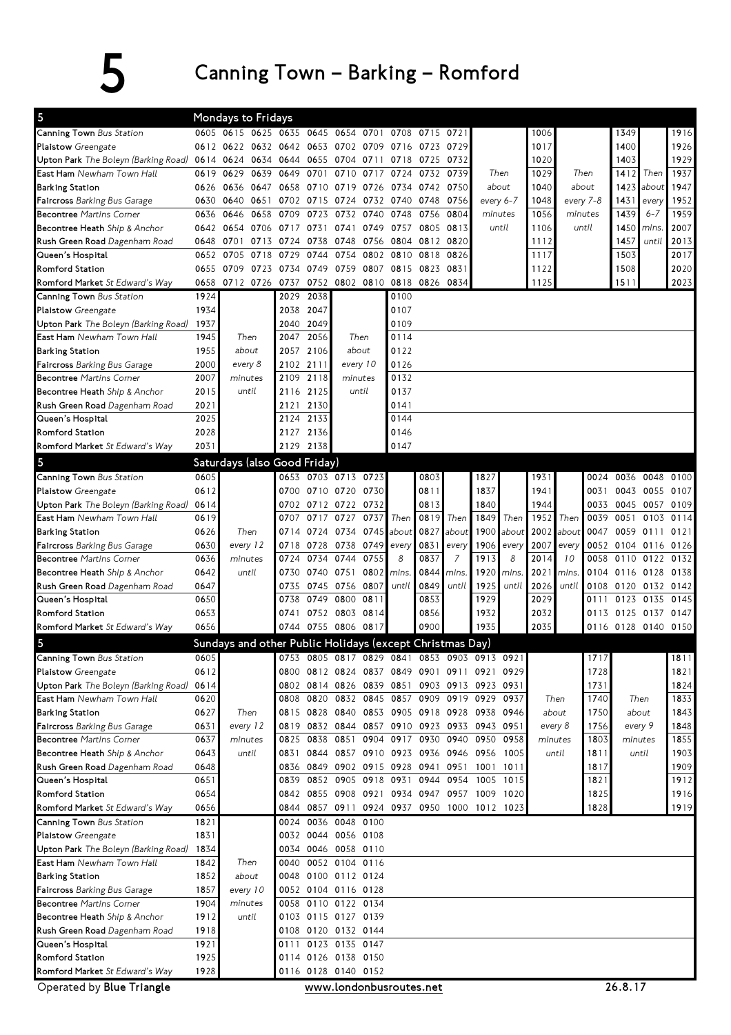# 5 Canning Town – Barking – Romford

## Mondays to Fridays

| 5 | | | | | | | | | | | | | | | | | |
|---|---|---|---|---|---|---|---|---|---|---|---|---|---|---|---|---|---|
| **Canning Town** *Bus Station* | 0605 | 0615 | 0625 | 0635 | 0645 | 0654 | 0701 | 0708 | 0715 | 0721 | | 1006 | | 1349 | | 1916 |
| **Plaistow** *Greengate* | 0612 | 0622 | 0632 | 0642 | 0653 | 0702 | 0709 | 0716 | 0723 | 0729 | | 1017 | | 1400 | | 1926 |
| **Upton Park** *The Boleyn (Barking Road)* | 0614 | 0624 | 0634 | 0644 | 0655 | 0704 | 0711 | 0718 | 0725 | 0732 | | 1020 | | 1403 | | 1929 |
| **East Ham** *Newham Town Hall* | 0619 | 0629 | 0639 | 0649 | 0701 | 0710 | 0717 | 0724 | 0732 | 0739 | *Then* | 1029 | *Then* | 1412 | *Then* | 1937 |
| **Barking Station** | 0626 | 0636 | 0647 | 0658 | 0710 | 0719 | 0726 | 0734 | 0742 | 0750 | *about* | 1040 | *about* | 1423 | *about* | 1947 |
| **Faircross** *Barking Bus Garage* | 0630 | 0640 | 0651 | 0702 | 0715 | 0724 | 0732 | 0740 | 0748 | 0756 | *every 6-7* | 1048 | *every 7-8* | 1431 | *every* | 1952 |
| **Becontree** *Martins Corner* | 0636 | 0646 | 0658 | 0709 | 0723 | 0732 | 0740 | 0748 | 0756 | 0804 | *minutes* | 1056 | *minutes* | 1439 | *6-7* | 1959 |
| **Becontree Heath** *Ship & Anchor* | 0642 | 0654 | 0706 | 0717 | 0731 | 0741 | 0749 | 0757 | 0805 | 0813 | *until* | 1106 | *until* | 1450 | *mins.* | 2007 |
| **Rush Green Road** *Dagenham Road* | 0648 | 0701 | 0713 | 0724 | 0738 | 0748 | 0756 | 0804 | 0812 | 0820 | | 1112 | | 1457 | *until* | 2013 |
| **Queen's Hospital** | 0652 | 0705 | 0718 | 0729 | 0744 | 0754 | 0802 | 0810 | 0818 | 0826 | | 1117 | | 1503 | | 2017 |
| **Romford Station** | 0655 | 0709 | 0723 | 0734 | 0749 | 0759 | 0807 | 0815 | 0823 | 0831 | | 1122 | | 1508 | | 2020 |
| **Romford Market** *St Edward's Way* | 0658 | 0712 | 0726 | 0737 | 0752 | 0802 | 0810 | 0818 | 0826 | 0834 | | 1125 | | 1511 | | 2023 |

| | | | | | | |
|---|---|---|---|---|---|---|
| **Canning Town** *Bus Station* | 1924 | | 2029 | 2038 | | 0100 |
| **Plaistow** *Greengate* | 1934 | | 2038 | 2047 | | 0107 |
| **Upton Park** *The Boleyn (Barking Road)* | 1937 | | 2040 | 2049 | | 0109 |
| **East Ham** *Newham Town Hall* | 1945 | *Then* | 2047 | 2056 | *Then* | 0114 |
| **Barking Station** | 1955 | *about* | 2057 | 2106 | *about* | 0122 |
| **Faircross** *Barking Bus Garage* | 2000 | *every 8* | 2102 | 2111 | *every 10* | 0126 |
| **Becontree** *Martins Corner* | 2007 | *minutes* | 2109 | 2118 | *minutes* | 0132 |
| **Becontree Heath** *Ship & Anchor* | 2015 | *until* | 2116 | 2125 | *until* | 0137 |
| **Rush Green Road** *Dagenham Road* | 2021 | | 2121 | 2130 | | 0141 |
| **Queen's Hospital** | 2025 | | 2124 | 2133 | | 0144 |
| **Romford Station** | 2028 | | 2127 | 2136 | | 0146 |
| **Romford Market** *St Edward's Way* | 2031 | | 2129 | 2138 | | 0147 |

## Saturdays (also Good Friday)

| 5 | | | | | | | | | | | | | | | | | | | |
|---|---|---|---|---|---|---|---|---|---|---|---|---|---|---|---|---|---|---|---|
| **Canning Town** *Bus Station* | 0605 | | 0653 | 0703 | 0713 | 0723 | | 0803 | | 1827 | | 1931 | | 0024 | 0036 | 0048 | 0100 |
| **Plaistow** *Greengate* | 0612 | | 0700 | 0710 | 0720 | 0730 | | 0811 | | 1837 | | 1941 | | 0031 | 0043 | 0055 | 0107 |
| **Upton Park** *The Boleyn (Barking Road)* | 0614 | | 0702 | 0712 | 0722 | 0732 | | 0813 | | 1840 | | 1944 | | 0033 | 0045 | 0057 | 0109 |
| **East Ham** *Newham Town Hall* | 0619 | | 0707 | 0717 | 0727 | 0737 | *Then* | 0819 | *Then* | 1849 | *Then* | 1952 | *Then* | 0039 | 0051 | 0103 | 0114 |
| **Barking Station** | 0626 | *Then* | 0714 | 0724 | 0734 | 0745 | *about* | 0827 | *about* | 1900 | *about* | 2002 | *about* | 0047 | 0059 | 0111 | 0121 |
| **Faircross** *Barking Bus Garage* | 0630 | *every 12* | 0718 | 0728 | 0738 | 0749 | *every* | 0831 | *every* | 1906 | *every* | 2007 | *every* | 0052 | 0104 | 0116 | 0126 |
| **Becontree** *Martins Corner* | 0636 | *minutes* | 0724 | 0734 | 0744 | 0755 | *8* | 0837 | *7* | 1913 | *8* | 2014 | *10* | 0058 | 0110 | 0122 | 0132 |
| **Becontree Heath** *Ship & Anchor* | 0642 | *until* | 0730 | 0740 | 0751 | 0802 | *mins.* | 0844 | *mins.* | 1920 | *mins.* | 2021 | *mins.* | 0104 | 0116 | 0128 | 0138 |
| **Rush Green Road** *Dagenham Road* | 0647 | | 0735 | 0745 | 0756 | 0807 | *until* | 0849 | *until* | 1925 | *until* | 2026 | *until* | 0108 | 0120 | 0132 | 0142 |
| **Queen's Hospital** | 0650 | | 0738 | 0749 | 0800 | 0811 | | 0853 | | 1929 | | 2029 | | 0111 | 0123 | 0135 | 0145 |
| **Romford Station** | 0653 | | 0741 | 0752 | 0803 | 0814 | | 0856 | | 1932 | | 2032 | | 0113 | 0125 | 0137 | 0147 |
| **Romford Market** *St Edward's Way* | 0656 | | 0744 | 0755 | 0806 | 0817 | | 0900 | | 1935 | | 2035 | | 0116 | 0128 | 0140 | 0150 |

## Sundays and other Public Holidays (except Christmas Day)

| 5 | | | | | | | | | | | | | | | | |
|---|---|---|---|---|---|---|---|---|---|---|---|---|---|---|---|---|
| **Canning Town** *Bus Station* | 0605 | | 0753 | 0805 | 0817 | 0829 | 0841 | 0853 | 0903 | 0913 | 0921 | | 1717 | | 1811 |
| **Plaistow** *Greengate* | 0612 | | 0800 | 0812 | 0824 | 0837 | 0849 | 0901 | 0911 | 0921 | 0929 | | 1728 | | 1821 |
| **Upton Park** *The Boleyn (Barking Road)* | 0614 | | 0802 | 0814 | 0826 | 0839 | 0851 | 0903 | 0913 | 0923 | 0931 | | 1731 | | 1824 |
| **East Ham** *Newham Town Hall* | 0620 | | 0808 | 0820 | 0832 | 0845 | 0857 | 0909 | 0919 | 0929 | 0937 | *Then* | 1740 | *Then* | 1833 |
| **Barking Station** | 0627 | *Then* | 0815 | 0828 | 0840 | 0853 | 0905 | 0918 | 0928 | 0938 | 0946 | *about* | 1750 | *about* | 1843 |
| **Faircross** *Barking Bus Garage* | 0631 | *every 12* | 0819 | 0832 | 0844 | 0857 | 0910 | 0923 | 0933 | 0943 | 0951 | *every 8* | 1756 | *every 9* | 1848 |
| **Becontree** *Martins Corner* | 0637 | *minutes* | 0825 | 0838 | 0851 | 0904 | 0917 | 0930 | 0940 | 0950 | 0958 | *minutes* | 1803 | *minutes* | 1855 |
| **Becontree Heath** *Ship & Anchor* | 0643 | *until* | 0831 | 0844 | 0857 | 0910 | 0923 | 0936 | 0946 | 0956 | 1005 | *until* | 1811 | *until* | 1903 |
| **Rush Green Road** *Dagenham Road* | 0648 | | 0836 | 0849 | 0902 | 0915 | 0928 | 0941 | 0951 | 1001 | 1011 | | 1817 | | 1909 |
| **Queen's Hospital** | 0651 | | 0839 | 0852 | 0905 | 0918 | 0931 | 0944 | 0954 | 1005 | 1015 | | 1821 | | 1912 |
| **Romford Station** | 0654 | | 0842 | 0855 | 0908 | 0921 | 0934 | 0947 | 0957 | 1009 | 1020 | | 1825 | | 1916 |
| **Romford Market** *St Edward's Way* | 0656 | | 0844 | 0857 | 0911 | 0924 | 0937 | 0950 | 1000 | 1012 | 1023 | | 1828 | | 1919 |

| | | | | | | |
|---|---|---|---|---|---|---|
| **Canning Town** *Bus Station* | 1821 | | 0024 | 0036 | 0048 | 0100 |
| **Plaistow** *Greengate* | 1831 | | 0032 | 0044 | 0056 | 0108 |
| **Upton Park** *The Boleyn (Barking Road)* | 1834 | | 0034 | 0046 | 0058 | 0110 |
| **East Ham** *Newham Town Hall* | 1842 | *Then* | 0040 | 0052 | 0104 | 0116 |
| **Barking Station** | 1852 | *about* | 0048 | 0100 | 0112 | 0124 |
| **Faircross** *Barking Bus Garage* | 1857 | *every 10* | 0052 | 0104 | 0116 | 0128 |
| **Becontree** *Martins Corner* | 1904 | *minutes* | 0058 | 0110 | 0122 | 0134 |
| **Becontree Heath** *Ship & Anchor* | 1912 | *until* | 0103 | 0115 | 0127 | 0139 |
| **Rush Green Road** *Dagenham Road* | 1918 | | 0108 | 0120 | 0132 | 0144 |
| **Queen's Hospital** | 1921 | | 0111 | 0123 | 0135 | 0147 |
| **Romford Station** | 1925 | | 0114 | 0126 | 0138 | 0150 |
| **Romford Market** *St Edward's Way* | 1928 | | 0116 | 0128 | 0140 | 0152 |

Operated by **Blue Triangle** www.londonbusroutes.net 26.8.17